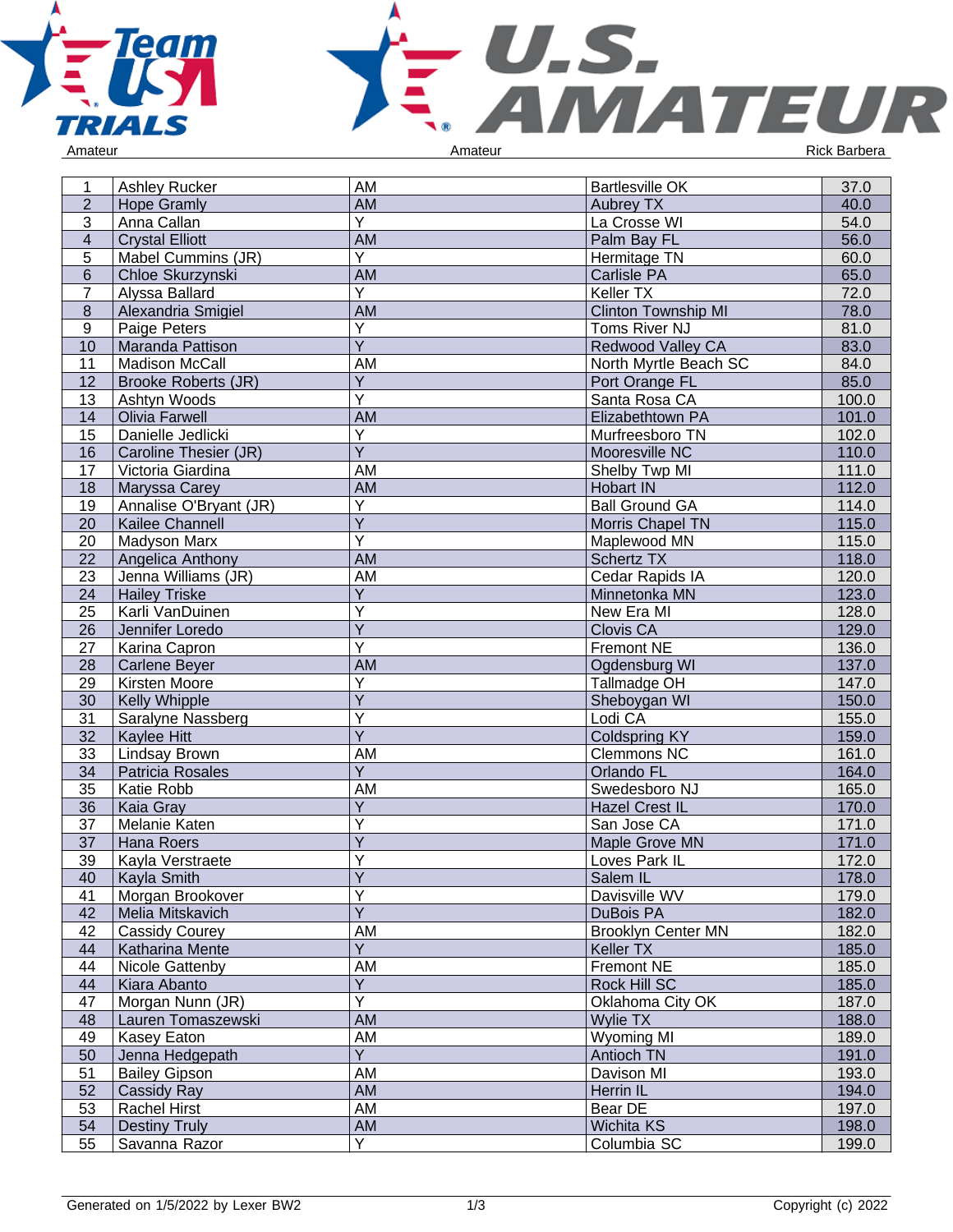# Team USA Trials / U.S. Amateur

Amateur | Amateur | Rick Barbera

| | | | | |
|---|---|---|---|---|
| 1 | Ashley Rucker | AM | Bartlesville OK | 37.0 |
| 2 | Hope Gramly | AM | Aubrey TX | 40.0 |
| 3 | Anna Callan | Y | La Crosse WI | 54.0 |
| 4 | Crystal Elliott | AM | Palm Bay FL | 56.0 |
| 5 | Mabel Cummins (JR) | Y | Hermitage TN | 60.0 |
| 6 | Chloe Skurzynski | AM | Carlisle PA | 65.0 |
| 7 | Alyssa Ballard | Y | Keller TX | 72.0 |
| 8 | Alexandria Smigiel | AM | Clinton Township MI | 78.0 |
| 9 | Paige Peters | Y | Toms River NJ | 81.0 |
| 10 | Maranda Pattison | Y | Redwood Valley CA | 83.0 |
| 11 | Madison McCall | AM | North Myrtle Beach SC | 84.0 |
| 12 | Brooke Roberts (JR) | Y | Port Orange FL | 85.0 |
| 13 | Ashtyn Woods | Y | Santa Rosa CA | 100.0 |
| 14 | Olivia Farwell | AM | Elizabethtown PA | 101.0 |
| 15 | Danielle Jedlicki | Y | Murfreesboro TN | 102.0 |
| 16 | Caroline Thesier (JR) | Y | Mooresville NC | 110.0 |
| 17 | Victoria Giardina | AM | Shelby Twp MI | 111.0 |
| 18 | Maryssa Carey | AM | Hobart IN | 112.0 |
| 19 | Annalise O'Bryant (JR) | Y | Ball Ground GA | 114.0 |
| 20 | Kailee Channell | Y | Morris Chapel TN | 115.0 |
| 20 | Madyson Marx | Y | Maplewood MN | 115.0 |
| 22 | Angelica Anthony | AM | Schertz TX | 118.0 |
| 23 | Jenna Williams (JR) | AM | Cedar Rapids IA | 120.0 |
| 24 | Hailey Triske | Y | Minnetonka MN | 123.0 |
| 25 | Karli VanDuinen | Y | New Era MI | 128.0 |
| 26 | Jennifer Loredo | Y | Clovis CA | 129.0 |
| 27 | Karina Capron | Y | Fremont NE | 136.0 |
| 28 | Carlene Beyer | AM | Ogdensburg WI | 137.0 |
| 29 | Kirsten Moore | Y | Tallmadge OH | 147.0 |
| 30 | Kelly Whipple | Y | Sheboygan WI | 150.0 |
| 31 | Saralyne Nassberg | Y | Lodi CA | 155.0 |
| 32 | Kaylee Hitt | Y | Coldspring KY | 159.0 |
| 33 | Lindsay Brown | AM | Clemmons NC | 161.0 |
| 34 | Patricia Rosales | Y | Orlando FL | 164.0 |
| 35 | Katie Robb | AM | Swedesboro NJ | 165.0 |
| 36 | Kaia Gray | Y | Hazel Crest IL | 170.0 |
| 37 | Melanie Katen | Y | San Jose CA | 171.0 |
| 37 | Hana Roers | Y | Maple Grove MN | 171.0 |
| 39 | Kayla Verstraete | Y | Loves Park IL | 172.0 |
| 40 | Kayla Smith | Y | Salem IL | 178.0 |
| 41 | Morgan Brookover | Y | Davisville WV | 179.0 |
| 42 | Melia Mitskavich | Y | DuBois PA | 182.0 |
| 42 | Cassidy Courey | AM | Brooklyn Center MN | 182.0 |
| 44 | Katharina Mente | Y | Keller TX | 185.0 |
| 44 | Nicole Gattenby | AM | Fremont NE | 185.0 |
| 44 | Kiara Abanto | Y | Rock Hill SC | 185.0 |
| 47 | Morgan Nunn (JR) | Y | Oklahoma City OK | 187.0 |
| 48 | Lauren Tomaszewski | AM | Wylie TX | 188.0 |
| 49 | Kasey Eaton | AM | Wyoming MI | 189.0 |
| 50 | Jenna Hedgepath | Y | Antioch TN | 191.0 |
| 51 | Bailey Gipson | AM | Davison MI | 193.0 |
| 52 | Cassidy Ray | AM | Herrin IL | 194.0 |
| 53 | Rachel Hirst | AM | Bear DE | 197.0 |
| 54 | Destiny Truly | AM | Wichita KS | 198.0 |
| 55 | Savanna Razor | Y | Columbia SC | 199.0 |

Generated on 1/5/2022 by Lexer BW2 | Copyright (c) 2022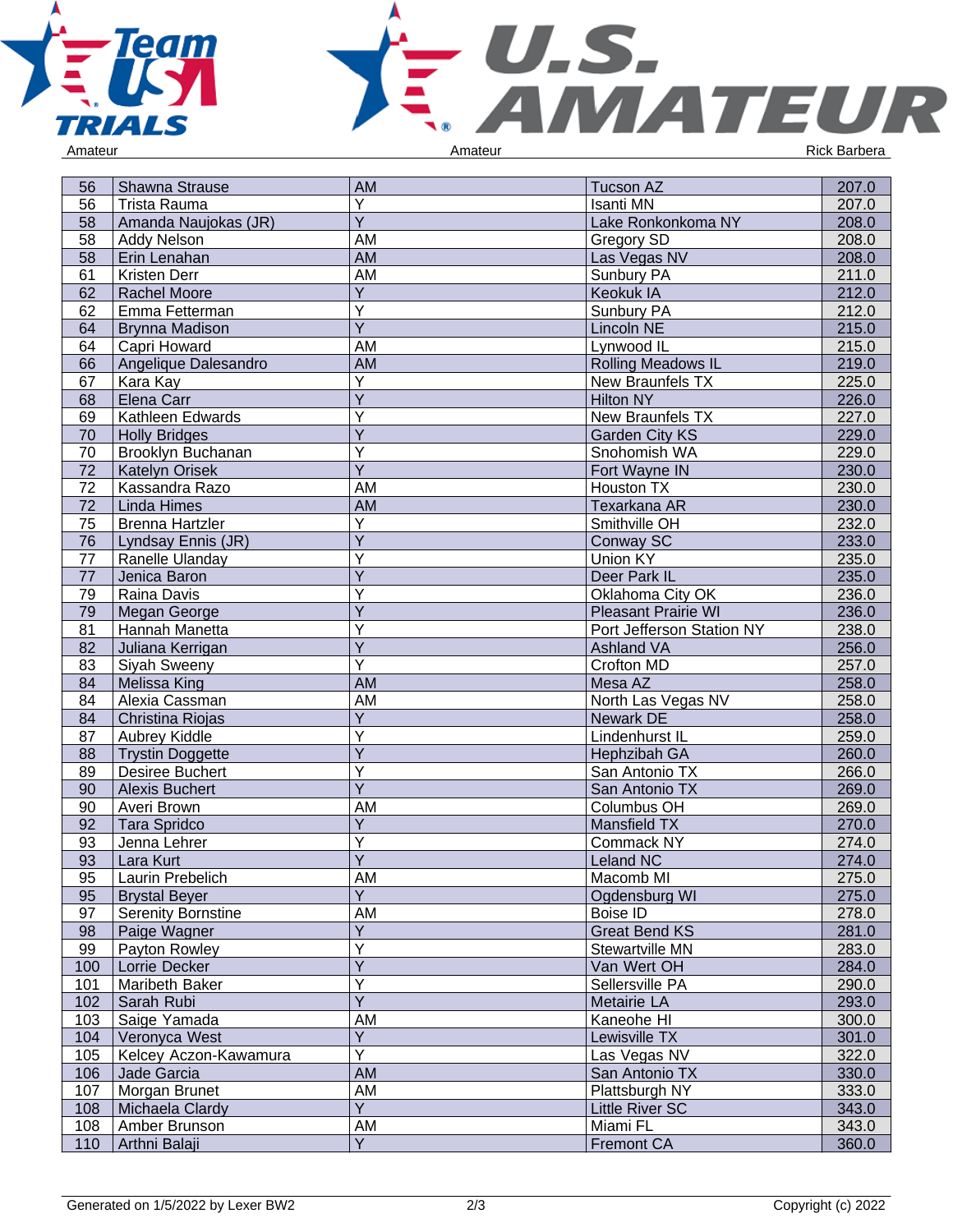Amateur | Amateur | Rick Barbera

| 56 | Shawna Strause | AM | Tucson AZ | 207.0 |
|---|---|---|---|---|
| 56 | Trista Rauma | Y | Isanti MN | 207.0 |
| 58 | Amanda Naujokas (JR) | Y | Lake Ronkonkoma NY | 208.0 |
| 58 | Addy Nelson | AM | Gregory SD | 208.0 |
| 58 | Erin Lenahan | AM | Las Vegas NV | 208.0 |
| 61 | Kristen Derr | AM | Sunbury PA | 211.0 |
| 62 | Rachel Moore | Y | Keokuk IA | 212.0 |
| 62 | Emma Fetterman | Y | Sunbury PA | 212.0 |
| 64 | Brynna Madison | Y | Lincoln NE | 215.0 |
| 64 | Capri Howard | AM | Lynwood IL | 215.0 |
| 66 | Angelique Dalesandro | AM | Rolling Meadows IL | 219.0 |
| 67 | Kara Kay | Y | New Braunfels TX | 225.0 |
| 68 | Elena Carr | Y | Hilton NY | 226.0 |
| 69 | Kathleen Edwards | Y | New Braunfels TX | 227.0 |
| 70 | Holly Bridges | Y | Garden City KS | 229.0 |
| 70 | Brooklyn Buchanan | Y | Snohomish WA | 229.0 |
| 72 | Katelyn Orisek | Y | Fort Wayne IN | 230.0 |
| 72 | Kassandra Razo | AM | Houston TX | 230.0 |
| 72 | Linda Himes | AM | Texarkana AR | 230.0 |
| 75 | Brenna Hartzler | Y | Smithville OH | 232.0 |
| 76 | Lyndsay Ennis (JR) | Y | Conway SC | 233.0 |
| 77 | Ranelle Ulanday | Y | Union KY | 235.0 |
| 77 | Jenica Baron | Y | Deer Park IL | 235.0 |
| 79 | Raina Davis | Y | Oklahoma City OK | 236.0 |
| 79 | Megan George | Y | Pleasant Prairie WI | 236.0 |
| 81 | Hannah Manetta | Y | Port Jefferson Station NY | 238.0 |
| 82 | Juliana Kerrigan | Y | Ashland VA | 256.0 |
| 83 | Siyah Sweeny | Y | Crofton MD | 257.0 |
| 84 | Melissa King | AM | Mesa AZ | 258.0 |
| 84 | Alexia Cassman | AM | North Las Vegas NV | 258.0 |
| 84 | Christina Riojas | Y | Newark DE | 258.0 |
| 87 | Aubrey Kiddle | Y | Lindenhurst IL | 259.0 |
| 88 | Trystin Doggette | Y | Hephzibah GA | 260.0 |
| 89 | Desiree Buchert | Y | San Antonio TX | 266.0 |
| 90 | Alexis Buchert | Y | San Antonio TX | 269.0 |
| 90 | Averi Brown | AM | Columbus OH | 269.0 |
| 92 | Tara Spridco | Y | Mansfield TX | 270.0 |
| 93 | Jenna Lehrer | Y | Commack NY | 274.0 |
| 93 | Lara Kurt | Y | Leland NC | 274.0 |
| 95 | Laurin Prebelich | AM | Macomb MI | 275.0 |
| 95 | Brystal Beyer | Y | Ogdensburg WI | 275.0 |
| 97 | Serenity Bornstine | AM | Boise ID | 278.0 |
| 98 | Paige Wagner | Y | Great Bend KS | 281.0 |
| 99 | Payton Rowley | Y | Stewartville MN | 283.0 |
| 100 | Lorrie Decker | Y | Van Wert OH | 284.0 |
| 101 | Maribeth Baker | Y | Sellersville PA | 290.0 |
| 102 | Sarah Rubi | Y | Metairie LA | 293.0 |
| 103 | Saige Yamada | AM | Kaneohe HI | 300.0 |
| 104 | Veronyca West | Y | Lewisville TX | 301.0 |
| 105 | Kelcey Aczon-Kawamura | Y | Las Vegas NV | 322.0 |
| 106 | Jade Garcia | AM | San Antonio TX | 330.0 |
| 107 | Morgan Brunet | AM | Plattsburgh NY | 333.0 |
| 108 | Michaela Clardy | Y | Little River SC | 343.0 |
| 108 | Amber Brunson | AM | Miami FL | 343.0 |
| 110 | Arthni Balaji | Y | Fremont CA | 360.0 |

Generated on 1/5/2022 by Lexer BW2 | Copyright (c) 2022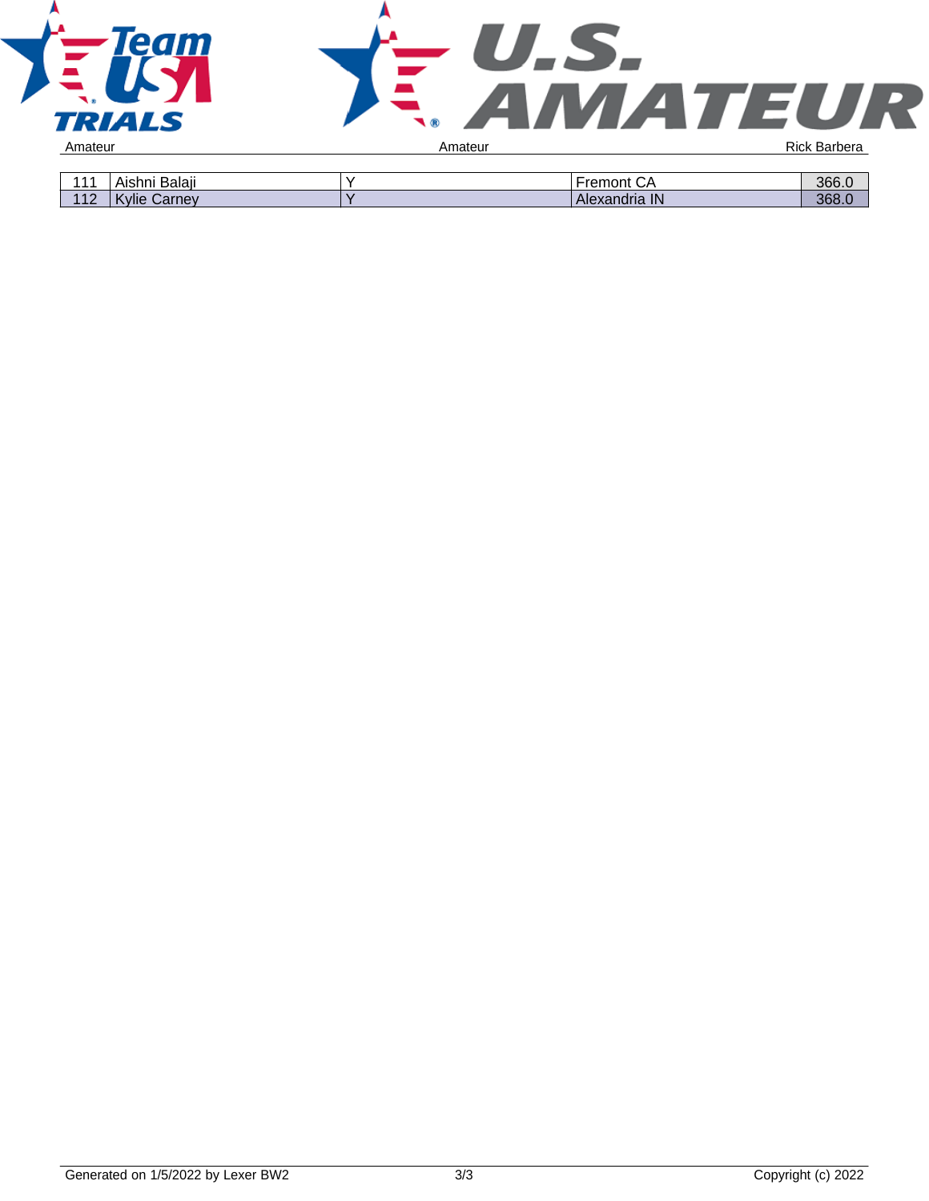| | | | | |
|---|---|---|---|---|
| 111 | Aishni Balaji | Y | Fremont CA | 366.0 |
| 112 | Kylie Carney | Y | Alexandria IN | 368.0 |